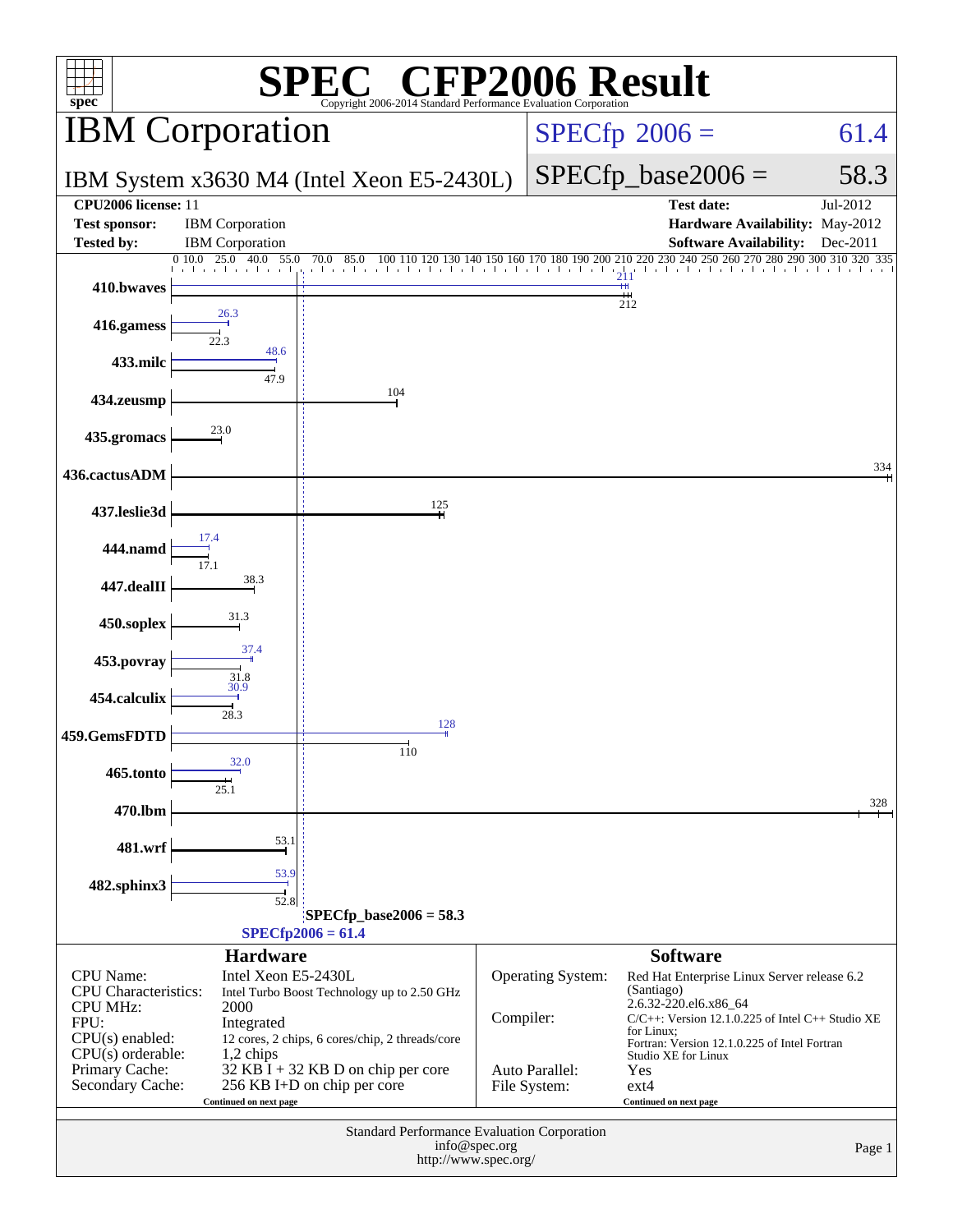# SPEC CFP2006 Result

Copyright 2006-2014 Standard Performance Evaluation Corporation

## IBM Corporation

IBM System x3630 M4 (Intel Xeon E5-2430L)

SPECfp 2006 = 61.4

SPECfp_base2006 = 58.3

| | | | |
|---|---|---|---|
| **CPU2006 license:** 11 | | **Test date:** | Jul-2012 |
| **Test sponsor:** | IBM Corporation | **Hardware Availability:** | May-2012 |
| **Tested by:** | IBM Corporation | **Software Availability:** | Dec-2011 |

| Benchmark | Peak | Base |
|---|---|---|
| 410.bwaves | 211 | 212 |
| 416.gamess | 26.3 | 22.3 |
| 433.milc | 48.6 | 47.9 |
| 434.zeusmp | | 104 |
| 435.gromacs | | 23.0 |
| 436.cactusADM | | 334 |
| 437.leslie3d | | 125 |
| 444.namd | 17.4 | 17.1 |
| 447.dealII | | 38.3 |
| 450.soplex | | 31.3 |
| 453.povray | 37.4 | 31.8 |
| 454.calculix | 30.9 | 28.3 |
| 459.GemsFDTD | 128 | 110 |
| 465.tonto | 32.0 | 25.1 |
| 470.lbm | | 328 |
| 481.wrf | | 53.1 |
| 482.sphinx3 | 53.9 | 52.8 |

SPECfp_base2006 = 58.3

SPECfp2006 = 61.4

### Hardware

| | |
|---|---|
| CPU Name: | Intel Xeon E5-2430L |
| CPU Characteristics: | Intel Turbo Boost Technology up to 2.50 GHz |
| CPU MHz: | 2000 |
| FPU: | Integrated |
| CPU(s) enabled: | 12 cores, 2 chips, 6 cores/chip, 2 threads/core |
| CPU(s) orderable: | 1,2 chips |
| Primary Cache: | 32 KB I + 32 KB D on chip per core |
| Secondary Cache: | 256 KB I+D on chip per core |

Continued on next page

### Software

| | |
|---|---|
| Operating System: | Red Hat Enterprise Linux Server release 6.2 (Santiago) 2.6.32-220.el6.x86_64 |
| Compiler: | C/C++: Version 12.1.0.225 of Intel C++ Studio XE for Linux; Fortran: Version 12.1.0.225 of Intel Fortran Studio XE for Linux |
| Auto Parallel: | Yes |
| File System: | ext4 |

Continued on next page

Standard Performance Evaluation Corporation
info@spec.org
http://www.spec.org/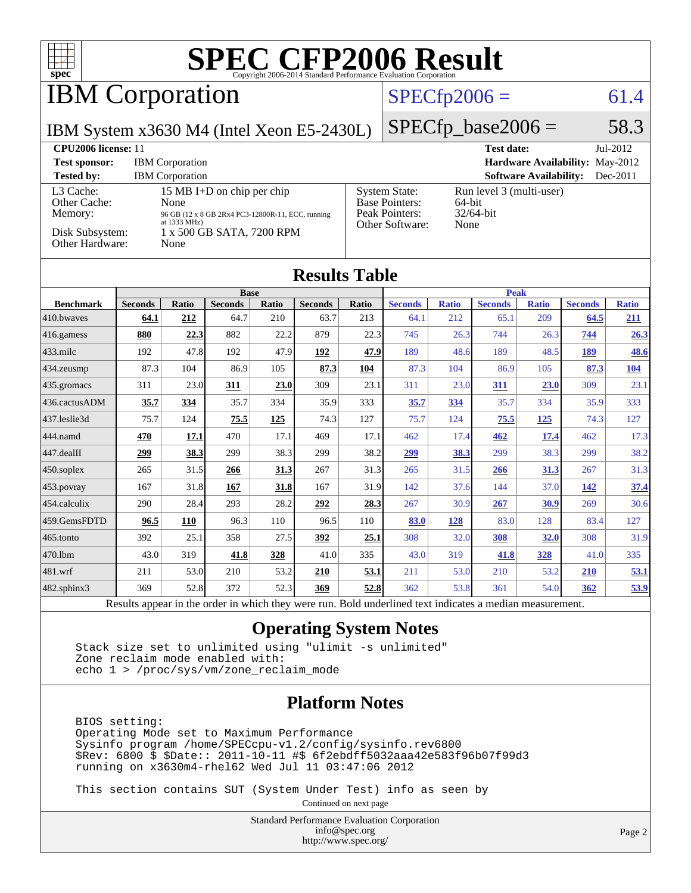# SPEC CFP2006 Result

Copyright 2006-2014 Standard Performance Evaluation Corporation

## IBM Corporation

IBM System x3630 M4 (Intel Xeon E5-2430L)

SPECfp2006 = 61.4

SPECfp_base2006 = 58.3

| | | | |
|---|---|---|---|
| **CPU2006 license:** 11 | | **Test date:** | Jul-2012 |
| **Test sponsor:** | IBM Corporation | **Hardware Availability:** | May-2012 |
| **Tested by:** | IBM Corporation | **Software Availability:** | Dec-2011 |

| | |
|---|---|
| L3 Cache: | 15 MB I+D on chip per chip |
| Other Cache: | None |
| Memory: | 96 GB (12 x 8 GB 2Rx4 PC3-12800R-11, ECC, running at 1333 MHz) |
| Disk Subsystem: | 1 x 500 GB SATA, 7200 RPM |
| Other Hardware: | None |

| | |
|---|---|
| System State: | Run level 3 (multi-user) |
| Base Pointers: | 64-bit |
| Peak Pointers: | 32/64-bit |
| Other Software: | None |

## Results Table

| | Base | | | | | | Peak | | | | | |
|---|---|---|---|---|---|---|---|---|---|---|---|---|
| **Benchmark** | **Seconds** | **Ratio** | **Seconds** | **Ratio** | **Seconds** | **Ratio** | **Seconds** | **Ratio** | **Seconds** | **Ratio** | **Seconds** | **Ratio** |
| 410.bwaves | **64.1** | **212** | 64.7 | 210 | 63.7 | 213 | 64.1 | 212 | 65.1 | 209 | **64.5** | **211** |
| 416.gamess | **880** | **22.3** | 882 | 22.2 | 879 | 22.3 | 745 | 26.3 | 744 | 26.3 | **744** | **26.3** |
| 433.milc | 192 | 47.8 | 192 | 47.9 | **192** | **47.9** | 189 | 48.6 | 189 | 48.5 | **189** | **48.6** |
| 434.zeusmp | 87.3 | 104 | 86.9 | 105 | **87.3** | **104** | 87.3 | 104 | 86.9 | 105 | **87.3** | **104** |
| 435.gromacs | 311 | 23.0 | **311** | **23.0** | 309 | 23.1 | 311 | 23.0 | **311** | **23.0** | 309 | 23.1 |
| 436.cactusADM | **35.7** | **334** | 35.7 | 334 | 35.9 | 333 | **35.7** | **334** | 35.7 | 334 | 35.9 | 333 |
| 437.leslie3d | 75.7 | 124 | **75.5** | **125** | 74.3 | 127 | 75.7 | 124 | **75.5** | **125** | 74.3 | 127 |
| 444.namd | **470** | **17.1** | 470 | 17.1 | 469 | 17.1 | 462 | 17.4 | **462** | **17.4** | 462 | 17.3 |
| 447.dealII | **299** | **38.3** | 299 | 38.3 | 299 | 38.2 | **299** | **38.3** | 299 | 38.3 | 299 | 38.2 |
| 450.soplex | 265 | 31.5 | **266** | **31.3** | 267 | 31.3 | 265 | 31.5 | **266** | **31.3** | 267 | 31.3 |
| 453.povray | 167 | 31.8 | **167** | **31.8** | 167 | 31.9 | 142 | 37.6 | 144 | 37.0 | **142** | **37.4** |
| 454.calculix | 290 | 28.4 | 293 | 28.2 | **292** | **28.3** | 267 | 30.9 | **267** | **30.9** | 269 | 30.6 |
| 459.GemsFDTD | **96.5** | **110** | 96.3 | 110 | 96.5 | 110 | **83.0** | **128** | 83.0 | 128 | 83.4 | 127 |
| 465.tonto | 392 | 25.1 | 358 | 27.5 | **392** | **25.1** | 308 | 32.0 | **308** | **32.0** | 308 | 31.9 |
| 470.lbm | 43.0 | 319 | **41.8** | **328** | 41.0 | 335 | 43.0 | 319 | **41.8** | **328** | 41.0 | 335 |
| 481.wrf | 211 | 53.0 | 210 | 53.2 | **210** | **53.1** | 211 | 53.0 | 210 | 53.2 | **210** | **53.1** |
| 482.sphinx3 | 369 | 52.8 | 372 | 52.3 | **369** | **52.8** | 362 | 53.8 | 361 | 54.0 | **362** | **53.9** |

Results appear in the order in which they were run. Bold underlined text indicates a median measurement.

## Operating System Notes

```
Stack size set to unlimited using "ulimit -s unlimited"
Zone reclaim mode enabled with:
echo 1 > /proc/sys/vm/zone_reclaim_mode
```

## Platform Notes

```
BIOS setting:
Operating Mode set to Maximum Performance
Sysinfo program /home/SPECcpu-v1.2/config/sysinfo.rev6800
$Rev: 6800 $ $Date:: 2011-10-11 #$ 6f2ebdff5032aaa42e583f96b07f99d3
running on x3630m4-rhel62 Wed Jul 11 03:47:06 2012

This section contains SUT (System Under Test) info as seen by
```

Continued on next page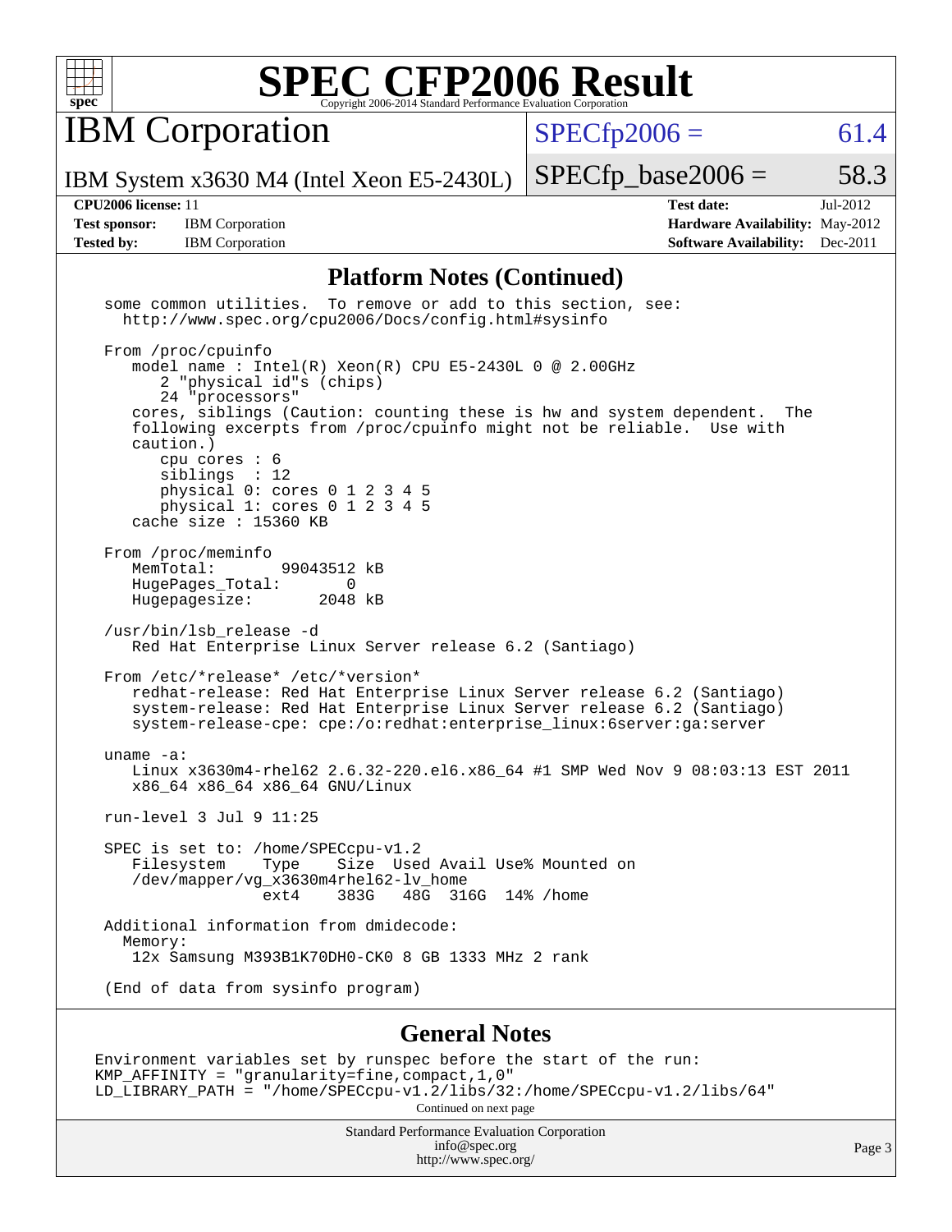# SPEC CFP2006 Result

Copyright 2006-2014 Standard Performance Evaluation Corporation

## IBM Corporation

IBM System x3630 M4 (Intel Xeon E5-2430L)

SPECfp2006 = 61.4

SPECfp_base2006 = 58.3

**CPU2006 license:** 11
**Test sponsor:** IBM Corporation
**Tested by:** IBM Corporation
**Test date:** Jul-2012
**Hardware Availability:** May-2012
**Software Availability:** Dec-2011

### Platform Notes (Continued)

```
  some common utilities.  To remove or add to this section, see:
    http://www.spec.org/cpu2006/Docs/config.html#sysinfo

  From /proc/cpuinfo
     model name : Intel(R) Xeon(R) CPU E5-2430L 0 @ 2.00GHz
        2 "physical id"s (chips)
        24 "processors"
     cores, siblings (Caution: counting these is hw and system dependent.  The
     following excerpts from /proc/cpuinfo might not be reliable.  Use with
     caution.)
        cpu cores : 6
        siblings  : 12
        physical 0: cores 0 1 2 3 4 5
        physical 1: cores 0 1 2 3 4 5
     cache size : 15360 KB

  From /proc/meminfo
     MemTotal:       99043512 kB
     HugePages_Total:       0
     Hugepagesize:       2048 kB

  /usr/bin/lsb_release -d
     Red Hat Enterprise Linux Server release 6.2 (Santiago)

  From /etc/*release* /etc/*version*
     redhat-release: Red Hat Enterprise Linux Server release 6.2 (Santiago)
     system-release: Red Hat Enterprise Linux Server release 6.2 (Santiago)
     system-release-cpe: cpe:/o:redhat:enterprise_linux:6server:ga:server

  uname -a:
     Linux x3630m4-rhel62 2.6.32-220.el6.x86_64 #1 SMP Wed Nov 9 08:03:13 EST 2011
     x86_64 x86_64 x86_64 GNU/Linux

  run-level 3 Jul 9 11:25

  SPEC is set to: /home/SPECcpu-v1.2
     Filesystem    Type    Size  Used Avail Use% Mounted on
     /dev/mapper/vg_x3630m4rhel62-lv_home
                   ext4    383G   48G  316G  14% /home

  Additional information from dmidecode:
    Memory:
     12x Samsung M393B1K70DH0-CK0 8 GB 1333 MHz 2 rank

  (End of data from sysinfo program)
```

### General Notes

```
Environment variables set by runspec before the start of the run:
KMP_AFFINITY = "granularity=fine,compact,1,0"
LD_LIBRARY_PATH = "/home/SPECcpu-v1.2/libs/32:/home/SPECcpu-v1.2/libs/64"
```

Continued on next page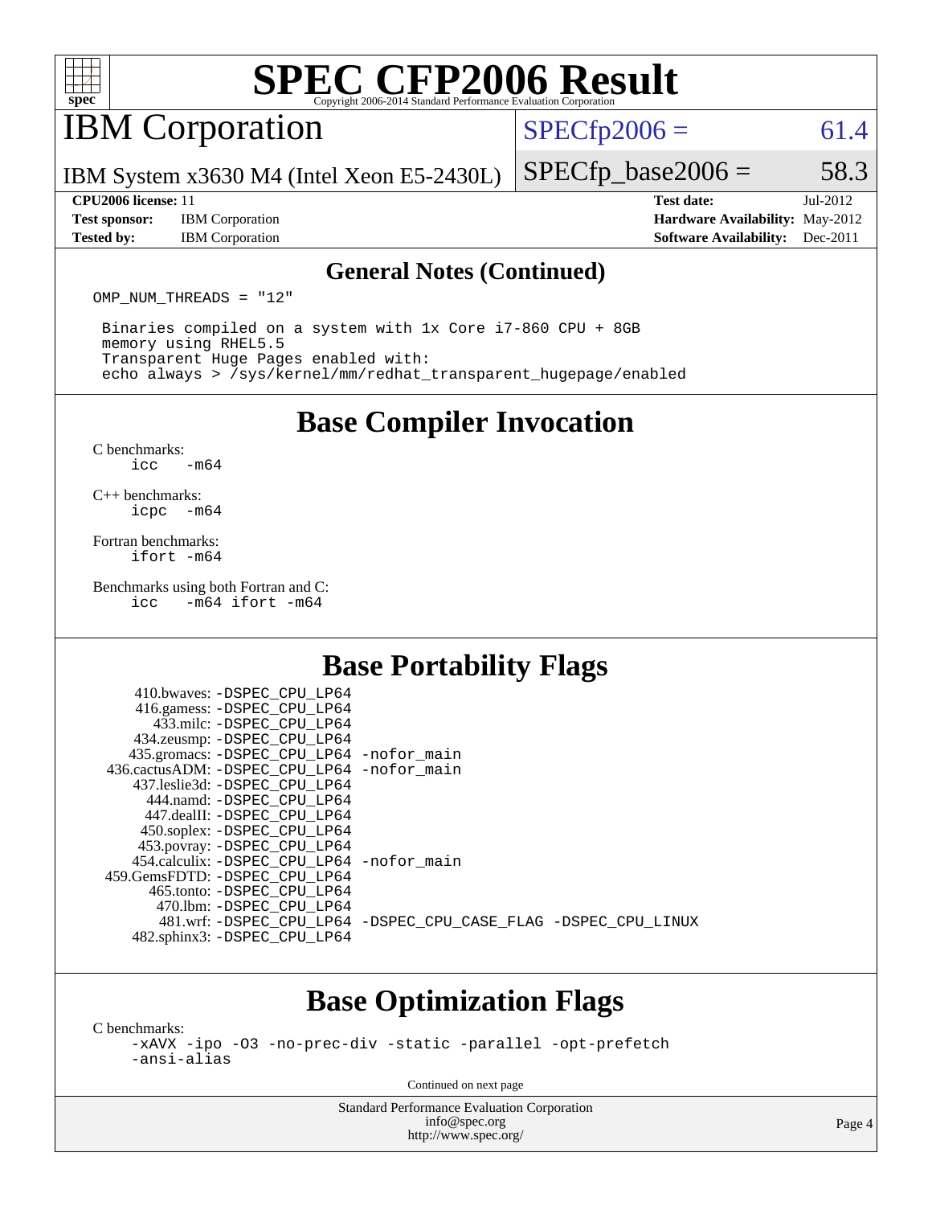# SPEC CFP2006 Result

Copyright 2006-2014 Standard Performance Evaluation Corporation

## IBM Corporation

IBM System x3630 M4 (Intel Xeon E5-2430L)

SPECfp2006 = 61.4

SPECfp_base2006 = 58.3

**CPU2006 license:** 11
**Test sponsor:** IBM Corporation
**Tested by:** IBM Corporation

**Test date:** Jul-2012
**Hardware Availability:** May-2012
**Software Availability:** Dec-2011

### General Notes (Continued)

```
OMP_NUM_THREADS = "12"

 Binaries compiled on a system with 1x Core i7-860 CPU + 8GB
 memory using RHEL5.5
 Transparent Huge Pages enabled with:
 echo always > /sys/kernel/mm/redhat_transparent_hugepage/enabled
```

## Base Compiler Invocation

C benchmarks:
`icc -m64`

C++ benchmarks:
`icpc -m64`

Fortran benchmarks:
`ifort -m64`

Benchmarks using both Fortran and C:
`icc -m64 ifort -m64`

## Base Portability Flags

| Benchmark | Flags |
|---|---|
| 410.bwaves: | -DSPEC_CPU_LP64 |
| 416.gamess: | -DSPEC_CPU_LP64 |
| 433.milc: | -DSPEC_CPU_LP64 |
| 434.zeusmp: | -DSPEC_CPU_LP64 |
| 435.gromacs: | -DSPEC_CPU_LP64 -nofor_main |
| 436.cactusADM: | -DSPEC_CPU_LP64 -nofor_main |
| 437.leslie3d: | -DSPEC_CPU_LP64 |
| 444.namd: | -DSPEC_CPU_LP64 |
| 447.dealII: | -DSPEC_CPU_LP64 |
| 450.soplex: | -DSPEC_CPU_LP64 |
| 453.povray: | -DSPEC_CPU_LP64 |
| 454.calculix: | -DSPEC_CPU_LP64 -nofor_main |
| 459.GemsFDTD: | -DSPEC_CPU_LP64 |
| 465.tonto: | -DSPEC_CPU_LP64 |
| 470.lbm: | -DSPEC_CPU_LP64 |
| 481.wrf: | -DSPEC_CPU_LP64 -DSPEC_CPU_CASE_FLAG -DSPEC_CPU_LINUX |
| 482.sphinx3: | -DSPEC_CPU_LP64 |

## Base Optimization Flags

C benchmarks:
`-xAVX -ipo -O3 -no-prec-div -static -parallel -opt-prefetch -ansi-alias`

Continued on next page

Standard Performance Evaluation Corporation
info@spec.org
http://www.spec.org/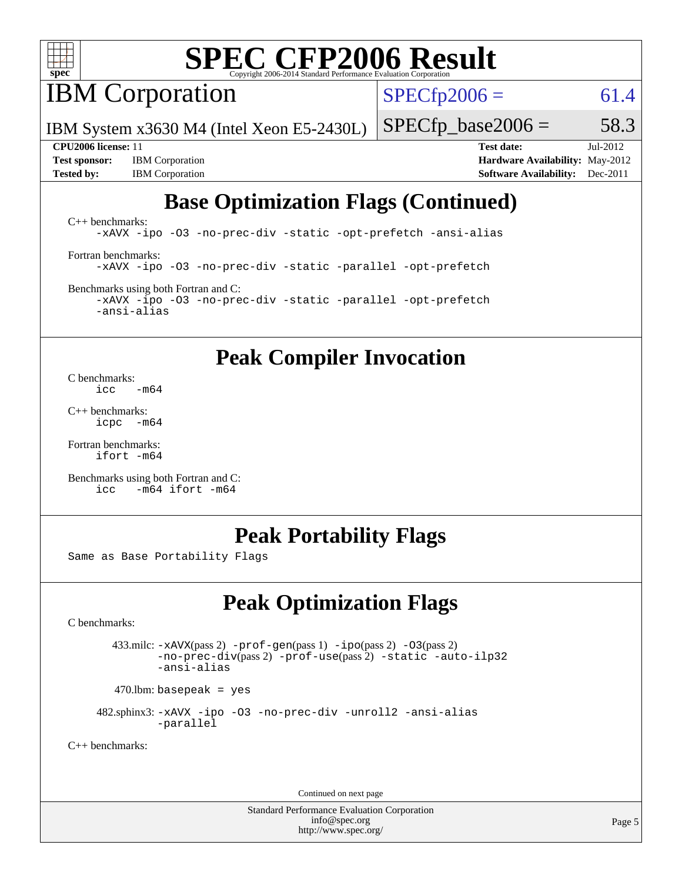# SPEC CFP2006 Result

Copyright 2006-2014 Standard Performance Evaluation Corporation

## IBM Corporation

IBM System x3630 M4 (Intel Xeon E5-2430L)

SPECfp2006 = 61.4

SPECfp_base2006 = 58.3

**CPU2006 license:** 11
**Test sponsor:** IBM Corporation
**Tested by:** IBM Corporation

**Test date:** Jul-2012
**Hardware Availability:** May-2012
**Software Availability:** Dec-2011

## Base Optimization Flags (Continued)

C++ benchmarks:
```
-xAVX -ipo -O3 -no-prec-div -static -opt-prefetch -ansi-alias
```

Fortran benchmarks:
```
-xAVX -ipo -O3 -no-prec-div -static -parallel -opt-prefetch
```

Benchmarks using both Fortran and C:
```
-xAVX -ipo -O3 -no-prec-div -static -parallel -opt-prefetch
-ansi-alias
```

## Peak Compiler Invocation

C benchmarks:
```
icc   -m64
```

C++ benchmarks:
```
icpc  -m64
```

Fortran benchmarks:
```
ifort -m64
```

Benchmarks using both Fortran and C:
```
icc   -m64 ifort -m64
```

## Peak Portability Flags

Same as Base Portability Flags

## Peak Optimization Flags

C benchmarks:

433.milc: -xAVX(pass 2) -prof-gen(pass 1) -ipo(pass 2) -O3(pass 2) -no-prec-div(pass 2) -prof-use(pass 2) -static -auto-ilp32 -ansi-alias

470.lbm: basepeak = yes

482.sphinx3: -xAVX -ipo -O3 -no-prec-div -unroll2 -ansi-alias -parallel

C++ benchmarks:

Continued on next page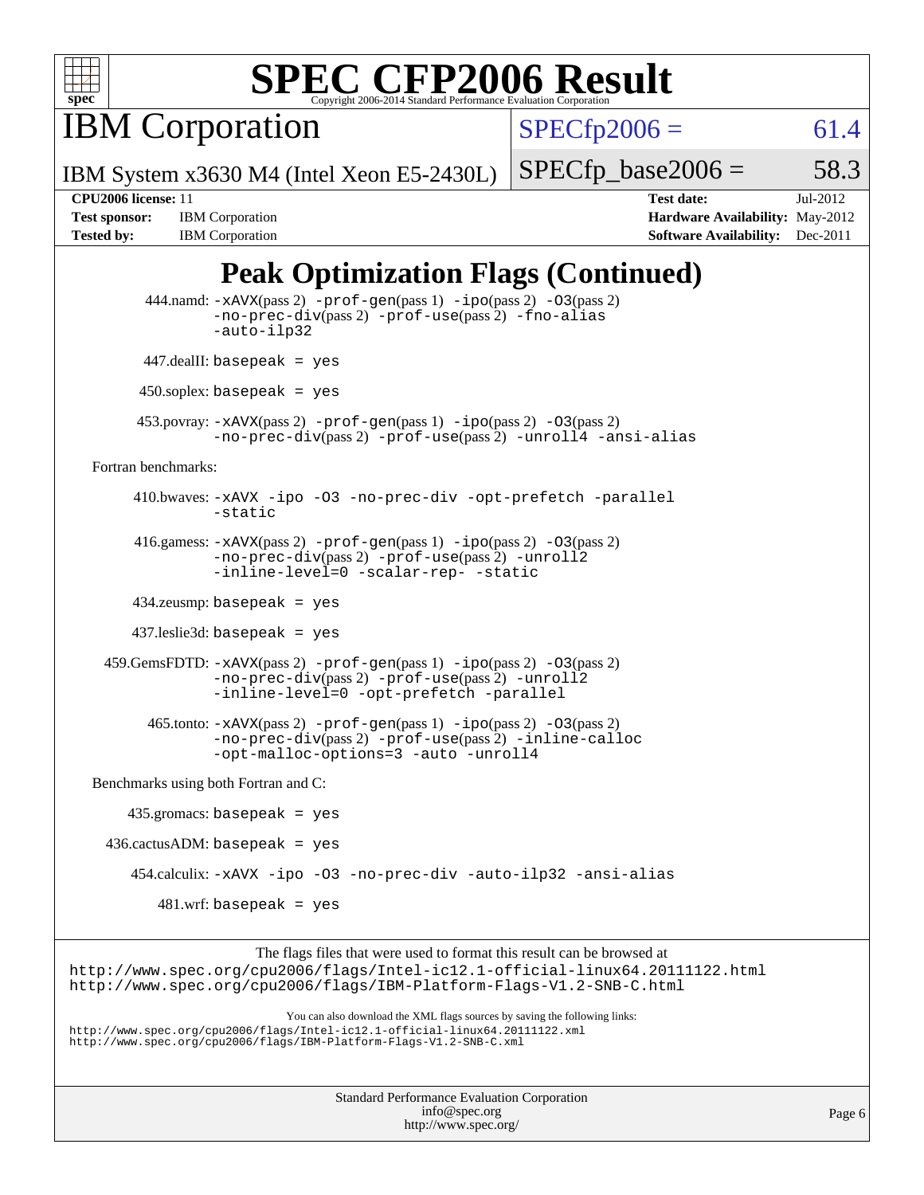# SPEC CFP2006 Result

Copyright 2006-2014 Standard Performance Evaluation Corporation

**IBM Corporation**

IBM System x3630 M4 (Intel Xeon E5-2430L)

| | |
|---|---|
| SPECfp2006 = | 61.4 |
| SPECfp_base2006 = | 58.3 |

| | | | |
|---|---|---|---|
| **CPU2006 license:** 11 | | **Test date:** | Jul-2012 |
| **Test sponsor:** | IBM Corporation | **Hardware Availability:** | May-2012 |
| **Tested by:** | IBM Corporation | **Software Availability:** | Dec-2011 |

## Peak Optimization Flags (Continued)

444.namd: -xAVX(pass 2) -prof-gen(pass 1) -ipo(pass 2) -O3(pass 2) -no-prec-div(pass 2) -prof-use(pass 2) -fno-alias -auto-ilp32

447.dealII: basepeak = yes

450.soplex: basepeak = yes

453.povray: -xAVX(pass 2) -prof-gen(pass 1) -ipo(pass 2) -O3(pass 2) -no-prec-div(pass 2) -prof-use(pass 2) -unroll4 -ansi-alias

Fortran benchmarks:

410.bwaves: -xAVX -ipo -O3 -no-prec-div -opt-prefetch -parallel -static

416.gamess: -xAVX(pass 2) -prof-gen(pass 1) -ipo(pass 2) -O3(pass 2) -no-prec-div(pass 2) -prof-use(pass 2) -unroll2 -inline-level=0 -scalar-rep- -static

434.zeusmp: basepeak = yes

437.leslie3d: basepeak = yes

459.GemsFDTD: -xAVX(pass 2) -prof-gen(pass 1) -ipo(pass 2) -O3(pass 2) -no-prec-div(pass 2) -prof-use(pass 2) -unroll2 -inline-level=0 -opt-prefetch -parallel

465.tonto: -xAVX(pass 2) -prof-gen(pass 1) -ipo(pass 2) -O3(pass 2) -no-prec-div(pass 2) -prof-use(pass 2) -inline-calloc -opt-malloc-options=3 -auto -unroll4

Benchmarks using both Fortran and C:

435.gromacs: basepeak = yes

436.cactusADM: basepeak = yes

454.calculix: -xAVX -ipo -O3 -no-prec-div -auto-ilp32 -ansi-alias

481.wrf: basepeak = yes

The flags files that were used to format this result can be browsed at
http://www.spec.org/cpu2006/flags/Intel-ic12.1-official-linux64.20111122.html
http://www.spec.org/cpu2006/flags/IBM-Platform-Flags-V1.2-SNB-C.html

You can also download the XML flags sources by saving the following links:
http://www.spec.org/cpu2006/flags/Intel-ic12.1-official-linux64.20111122.xml
http://www.spec.org/cpu2006/flags/IBM-Platform-Flags-V1.2-SNB-C.xml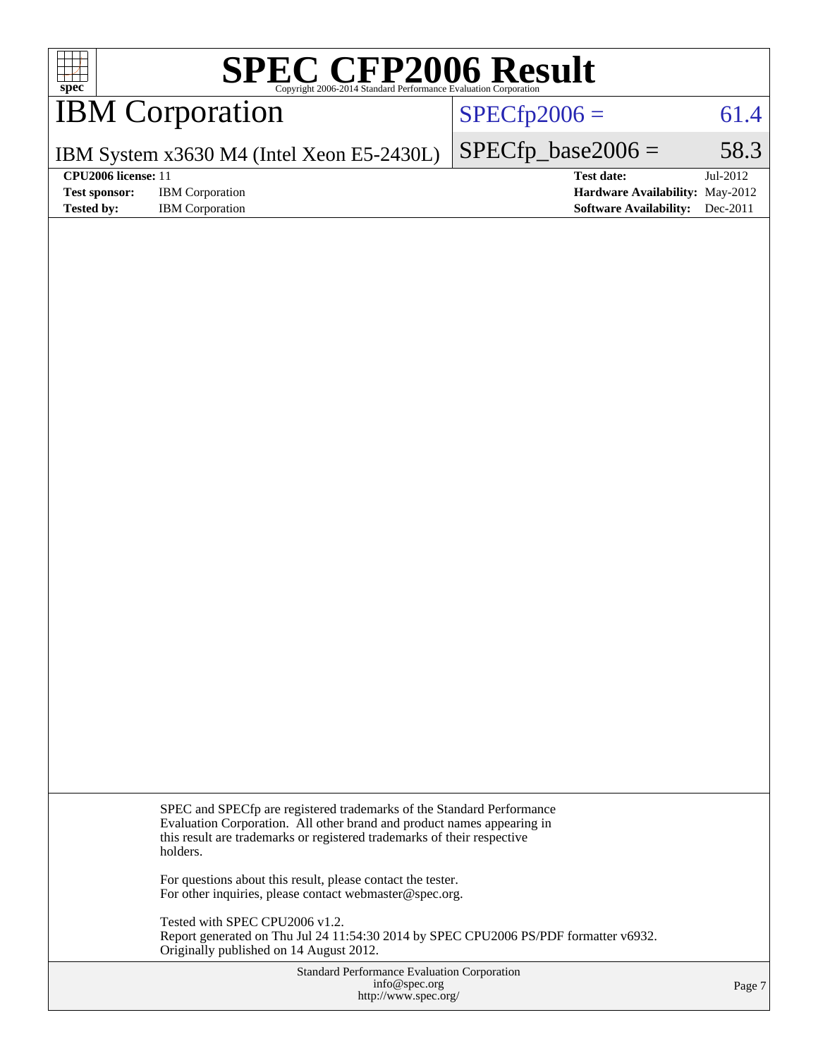SPEC and SPECfp are registered trademarks of the Standard Performance Evaluation Corporation. All other brand and product names appearing in this result are trademarks or registered trademarks of their respective holders.

For questions about this result, please contact the tester.
For other inquiries, please contact webmaster@spec.org.

Tested with SPEC CPU2006 v1.2.
Report generated on Thu Jul 24 11:54:30 2014 by SPEC CPU2006 PS/PDF formatter v6932.
Originally published on 14 August 2012.